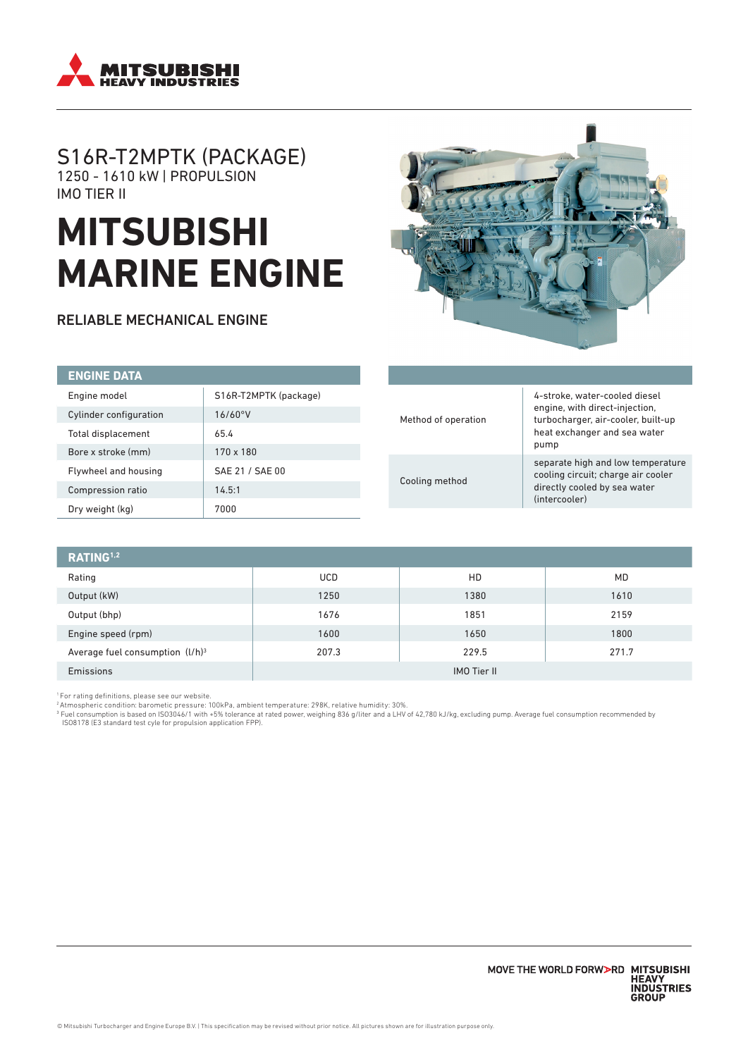# S16R-T2MPTK (PACKAGE)

1250 - 1610 kW | PROPULSION

IMO TIER II

# MITSUBISHI MARINE ENGINE

## RELIABLE MECHANICAL ENGINE

| ENGINE DATA | |
|---|---|
| Engine model | S16R-T2MPTK (package) |
| Cylinder configuration | 16/60°V |
| Total displacement | 65.4 |
| Bore x stroke (mm) | 170 x 180 |
| Flywheel and housing | SAE 21 / SAE 00 |
| Compression ratio | 14.5:1 |
| Dry weight (kg) | 7000 |

| | |
|---|---|
| Method of operation | 4-stroke, water-cooled diesel engine, with direct-injection, turbocharger, air-cooler, built-up heat exchanger and sea water pump |
| Cooling method | separate high and low temperature cooling circuit; charge air cooler directly cooled by sea water (intercooler) |

| RATING[1,2] | | | |
|---|---|---|---|
| Rating | UCD | HD | MD |
| Output (kW) | 1250 | 1380 | 1610 |
| Output (bhp) | 1676 | 1851 | 2159 |
| Engine speed (rpm) | 1600 | 1650 | 1800 |
| Average fuel consumption (l/h)[3] | 207.3 | 229.5 | 271.7 |
| Emissions | IMO Tier II | | |

[1] For rating definitions, please see our website.

[2] Atmospheric condition: barometic pressure: 100kPa, ambient temperature: 298K, relative humidity: 30%.

[3] Fuel consumption is based on ISO3046/1 with +5% tolerance at rated power, weighing 836 g/liter and a LHV of 42,780 kJ/kg, excluding pump. Average fuel consumption recommended by ISO8178 (E3 standard test cyle for propulsion application FPP).

MOVE THE WORLD FORW>RD MITSUBISHI HEAVY INDUSTRIES GROUP

© Mitsubishi Turbocharger and Engine Europe B.V. | This specification may be revised without prior notice. All pictures shown are for illustration purpose only.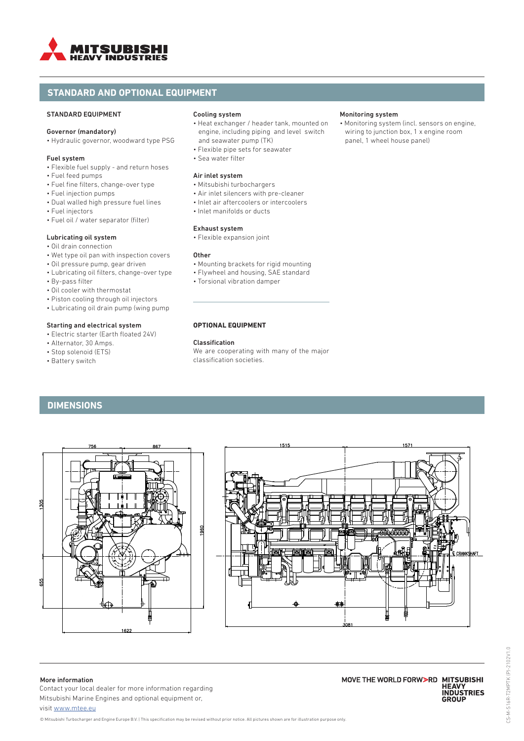## STANDARD AND OPTIONAL EQUIPMENT

### STANDARD EQUIPMENT

#### Governor (mandatory)
- Hydraulic governor, woodward type PSG

#### Fuel system
- Flexible fuel supply - and return hoses
- Fuel feed pumps
- Fuel fine filters, change-over type
- Fuel injection pumps
- Dual walled high pressure fuel lines
- Fuel injectors
- Fuel oil / water separator (filter)

#### Lubricating oil system
- Oil drain connection
- Wet type oil pan with inspection covers
- Oil pressure pump, gear driven
- Lubricating oil filters, change-over type
- By-pass filter
- Oil cooler with thermostat
- Piston cooling through oil injectors
- Lubricating oil drain pump (wing pump

#### Starting and electrical system
- Electric starter (Earth floated 24V)
- Alternator, 30 Amps.
- Stop solenoid (ETS)
- Battery switch

#### Cooling system
- Heat exchanger / header tank, mounted on engine, including piping and level switch and seawater pump (TK)
- Flexible pipe sets for seawater
- Sea water filter

#### Air inlet system
- Mitsubishi turbochargers
- Air inlet silencers with pre-cleaner
- Inlet air aftercoolers or intercoolers
- Inlet manifolds or ducts

#### Exhaust system
- Flexible expansion joint

#### Other
- Mounting brackets for rigid mounting
- Flywheel and housing, SAE standard
- Torsional vibration damper

#### Monitoring system
- Monitoring system (incl. sensors on engine, wiring to junction box, 1 x engine room panel, 1 wheel house panel)

### OPTIONAL EQUIPMENT

#### Classification
We are cooperating with many of the major classification societies.

## DIMENSIONS

756
867
1305
655
1960
1622

1515
1571
CRANKSHAFT
3081

**More information**
Contact your local dealer for more information regarding Mitsubishi Marine Engines and optional equipment or, visit www.mtee.eu

MOVE THE WORLD FORWARD MITSUBISHI HEAVY INDUSTRIES GROUP

© Mitsubishi Turbocharger and Engine Europe B.V. | This specification may be revised without prior notice. All pictures shown are for illustration purpose only.

CS-M-S16R-T2MPTK (P)-2102V1.0